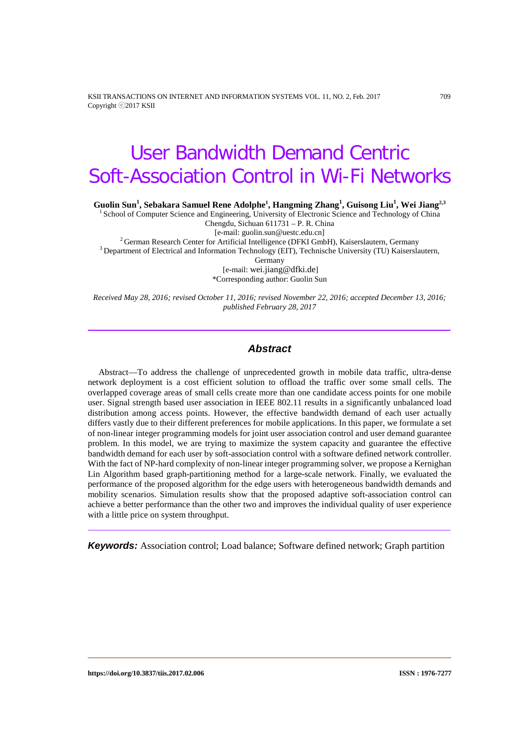// First page journal header omitted (running metadata)

# User Bandwidth Demand Centric Soft-Association Control in Wi-Fi Networks

**Guolin Sun[1], Sebakara Samuel Rene Adolphe[1], Hangming Zhang[1], Guisong Liu[1], Wei Jiang[2,3]**

[1] School of Computer Science and Engineering, University of Electronic Science and Technology of China Chengdu, Sichuan 611731 – P. R. China
[e-mail: guolin.sun@uestc.edu.cn]

[2] German Research Center for Artificial Intelligence (DFKI GmbH), Kaiserslautern, Germany

[3] Department of Electrical and Information Technology (EIT), Technische University (TU) Kaiserslautern, Germany
[e-mail: wei.jiang@dfki.de]

*Corresponding author: Guolin Sun

*Received May 28, 2016; revised October 11, 2016; revised November 22, 2016; accepted December 13, 2016; published February 28, 2017*

## Abstract

Abstract—To address the challenge of unprecedented growth in mobile data traffic, ultra-dense network deployment is a cost efficient solution to offload the traffic over some small cells. The overlapped coverage areas of small cells create more than one candidate access points for one mobile user. Signal strength based user association in IEEE 802.11 results in a significantly unbalanced load distribution among access points. However, the effective bandwidth demand of each user actually differs vastly due to their different preferences for mobile applications. In this paper, we formulate a set of non-linear integer programming models for joint user association control and user demand guarantee problem. In this model, we are trying to maximize the system capacity and guarantee the effective bandwidth demand for each user by soft-association control with a software defined network controller. With the fact of NP-hard complexity of non-linear integer programming solver, we propose a Kernighan Lin Algorithm based graph-partitioning method for a large-scale network. Finally, we evaluated the performance of the proposed algorithm for the edge users with heterogeneous bandwidth demands and mobility scenarios. Simulation results show that the proposed adaptive soft-association control can achieve a better performance than the other two and improves the individual quality of user experience with a little price on system throughput.

***Keywords:*** Association control; Load balance; Software defined network; Graph partition

https://doi.org/10.3837/tiis.2017.02.006

ISSN : 1976-7277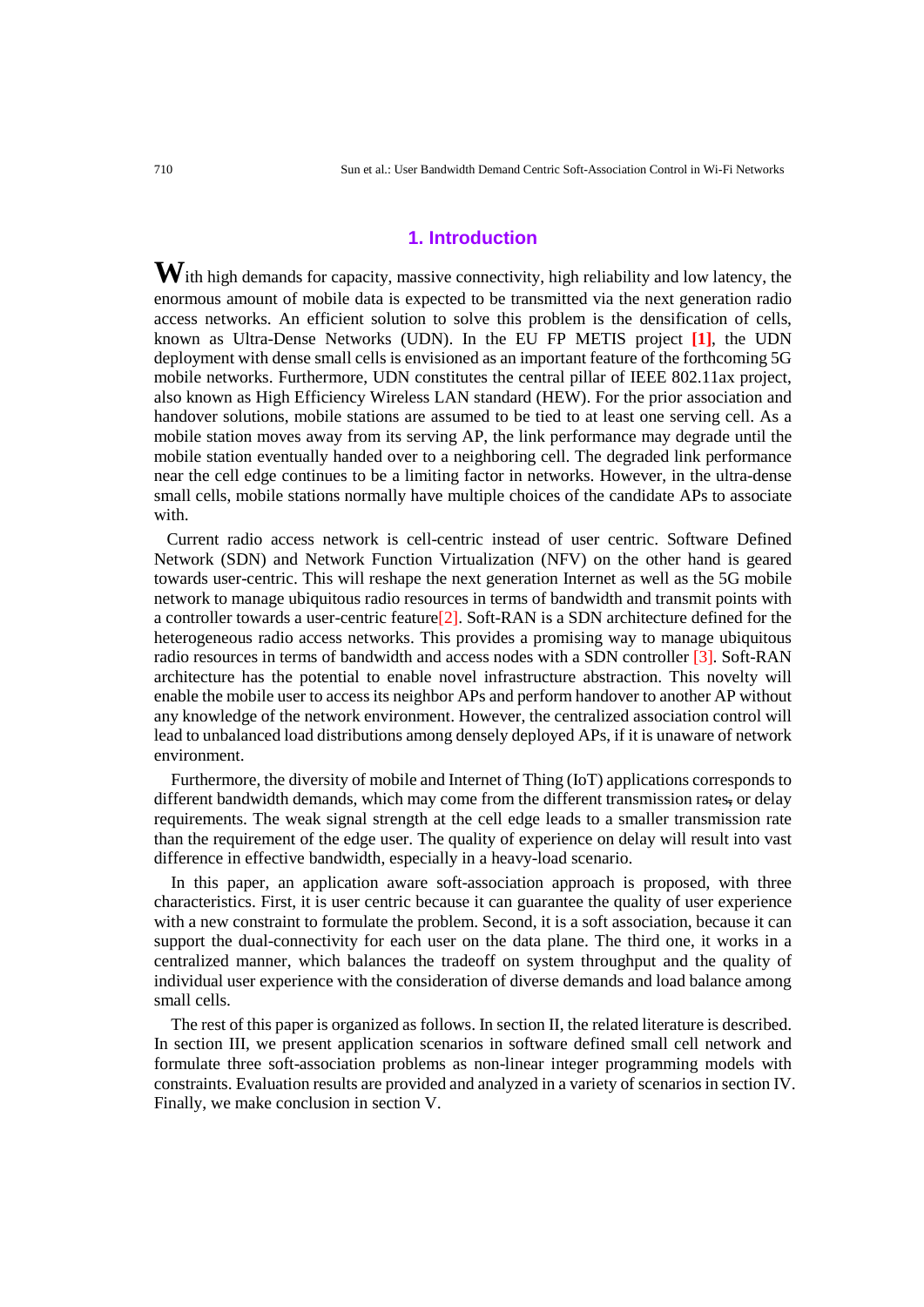## 1. Introduction

With high demands for capacity, massive connectivity, high reliability and low latency, the enormous amount of mobile data is expected to be transmitted via the next generation radio access networks. An efficient solution to solve this problem is the densification of cells, known as Ultra-Dense Networks (UDN). In the EU FP METIS project **[1]**, the UDN deployment with dense small cells is envisioned as an important feature of the forthcoming 5G mobile networks. Furthermore, UDN constitutes the central pillar of IEEE 802.11ax project, also known as High Efficiency Wireless LAN standard (HEW). For the prior association and handover solutions, mobile stations are assumed to be tied to at least one serving cell. As a mobile station moves away from its serving AP, the link performance may degrade until the mobile station eventually handed over to a neighboring cell. The degraded link performance near the cell edge continues to be a limiting factor in networks. However, in the ultra-dense small cells, mobile stations normally have multiple choices of the candidate APs to associate with.

Current radio access network is cell-centric instead of user centric. Software Defined Network (SDN) and Network Function Virtualization (NFV) on the other hand is geared towards user-centric. This will reshape the next generation Internet as well as the 5G mobile network to manage ubiquitous radio resources in terms of bandwidth and transmit points with a controller towards a user-centric feature[2]. Soft-RAN is a SDN architecture defined for the heterogeneous radio access networks. This provides a promising way to manage ubiquitous radio resources in terms of bandwidth and access nodes with a SDN controller [3]. Soft-RAN architecture has the potential to enable novel infrastructure abstraction. This novelty will enable the mobile user to access its neighbor APs and perform handover to another AP without any knowledge of the network environment. However, the centralized association control will lead to unbalanced load distributions among densely deployed APs, if it is unaware of network environment.

Furthermore, the diversity of mobile and Internet of Thing (IoT) applications corresponds to different bandwidth demands, which may come from the different transmission rates, or delay requirements. The weak signal strength at the cell edge leads to a smaller transmission rate than the requirement of the edge user. The quality of experience on delay will result into vast difference in effective bandwidth, especially in a heavy-load scenario.

In this paper, an application aware soft-association approach is proposed, with three characteristics. First, it is user centric because it can guarantee the quality of user experience with a new constraint to formulate the problem. Second, it is a soft association, because it can support the dual-connectivity for each user on the data plane. The third one, it works in a centralized manner, which balances the tradeoff on system throughput and the quality of individual user experience with the consideration of diverse demands and load balance among small cells.

The rest of this paper is organized as follows. In section II, the related literature is described. In section III, we present application scenarios in software defined small cell network and formulate three soft-association problems as non-linear integer programming models with constraints. Evaluation results are provided and analyzed in a variety of scenarios in section IV. Finally, we make conclusion in section V.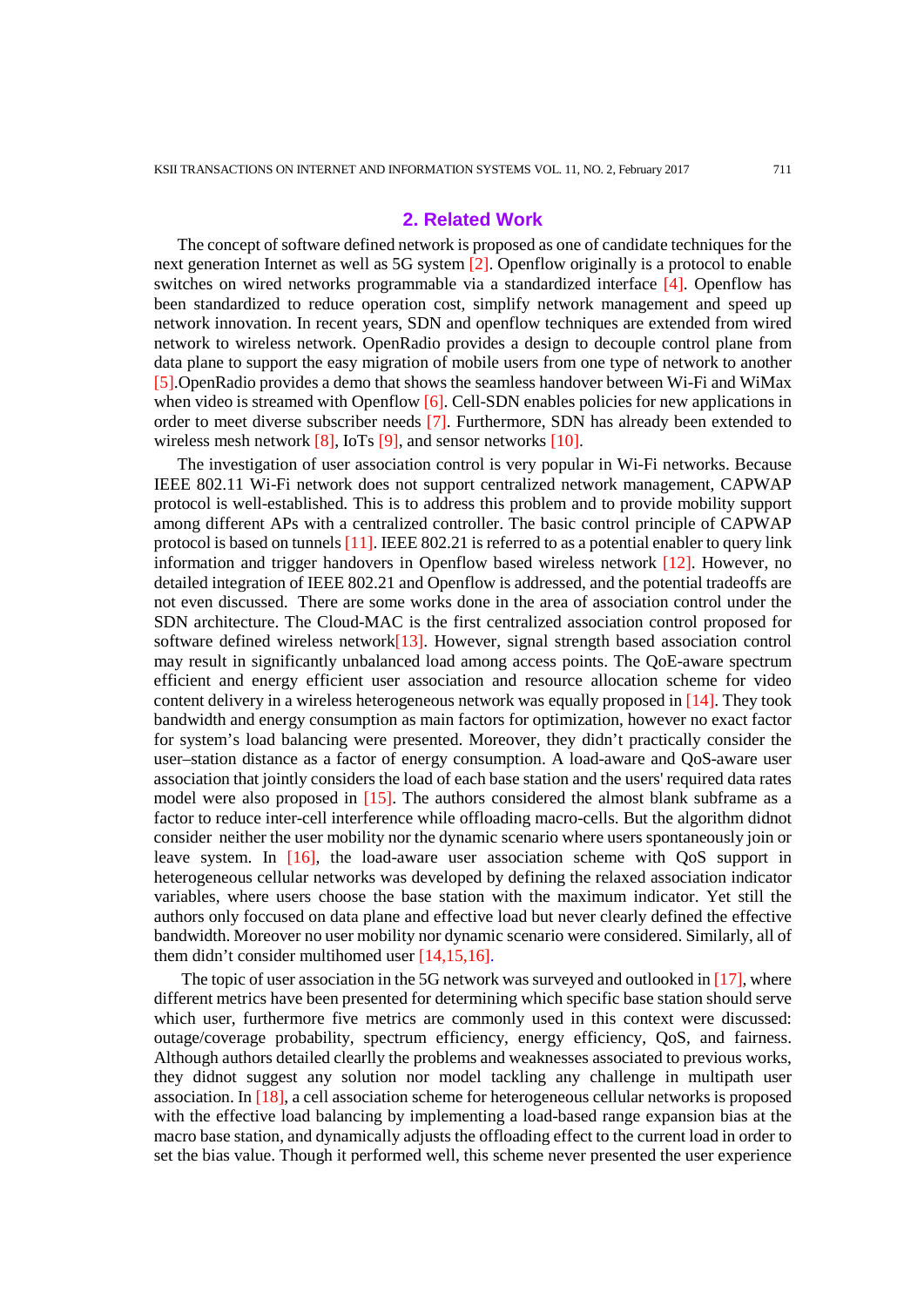## 2. Related Work

The concept of software defined network is proposed as one of candidate techniques for the next generation Internet as well as 5G system [2]. Openflow originally is a protocol to enable switches on wired networks programmable via a standardized interface [4]. Openflow has been standardized to reduce operation cost, simplify network management and speed up network innovation. In recent years, SDN and openflow techniques are extended from wired network to wireless network. OpenRadio provides a design to decouple control plane from data plane to support the easy migration of mobile users from one type of network to another [5].OpenRadio provides a demo that shows the seamless handover between Wi-Fi and WiMax when video is streamed with Openflow [6]. Cell-SDN enables policies for new applications in order to meet diverse subscriber needs [7]. Furthermore, SDN has already been extended to wireless mesh network [8], IoTs [9], and sensor networks [10].

The investigation of user association control is very popular in Wi-Fi networks. Because IEEE 802.11 Wi-Fi network does not support centralized network management, CAPWAP protocol is well-established. This is to address this problem and to provide mobility support among different APs with a centralized controller. The basic control principle of CAPWAP protocol is based on tunnels [11]. IEEE 802.21 is referred to as a potential enabler to query link information and trigger handovers in Openflow based wireless network [12]. However, no detailed integration of IEEE 802.21 and Openflow is addressed, and the potential tradeoffs are not even discussed. There are some works done in the area of association control under the SDN architecture. The Cloud-MAC is the first centralized association control proposed for software defined wireless network[13]. However, signal strength based association control may result in significantly unbalanced load among access points. The QoE-aware spectrum efficient and energy efficient user association and resource allocation scheme for video content delivery in a wireless heterogeneous network was equally proposed in [14]. They took bandwidth and energy consumption as main factors for optimization, however no exact factor for system's load balancing were presented. Moreover, they didn't practically consider the user–station distance as a factor of energy consumption. A load-aware and QoS-aware user association that jointly considers the load of each base station and the users' required data rates model were also proposed in [15]. The authors considered the almost blank subframe as a factor to reduce inter-cell interference while offloading macro-cells. But the algorithm didnot consider neither the user mobility nor the dynamic scenario where users spontaneously join or leave system. In [16], the load-aware user association scheme with QoS support in heterogeneous cellular networks was developed by defining the relaxed association indicator variables, where users choose the base station with the maximum indicator. Yet still the authors only foccused on data plane and effective load but never clearly defined the effective bandwidth. Moreover no user mobility nor dynamic scenario were considered. Similarly, all of them didn't consider multihomed user [14,15,16].

The topic of user association in the 5G network was surveyed and outlooked in [17], where different metrics have been presented for determining which specific base station should serve which user, furthermore five metrics are commonly used in this context were discussed: outage/coverage probability, spectrum efficiency, energy efficiency, QoS, and fairness. Although authors detailed clearly the problems and weaknesses associated to previous works, they didnot suggest any solution nor model tackling any challenge in multipath user association. In [18], a cell association scheme for heterogeneous cellular networks is proposed with the effective load balancing by implementing a load-based range expansion bias at the macro base station, and dynamically adjusts the offloading effect to the current load in order to set the bias value. Though it performed well, this scheme never presented the user experience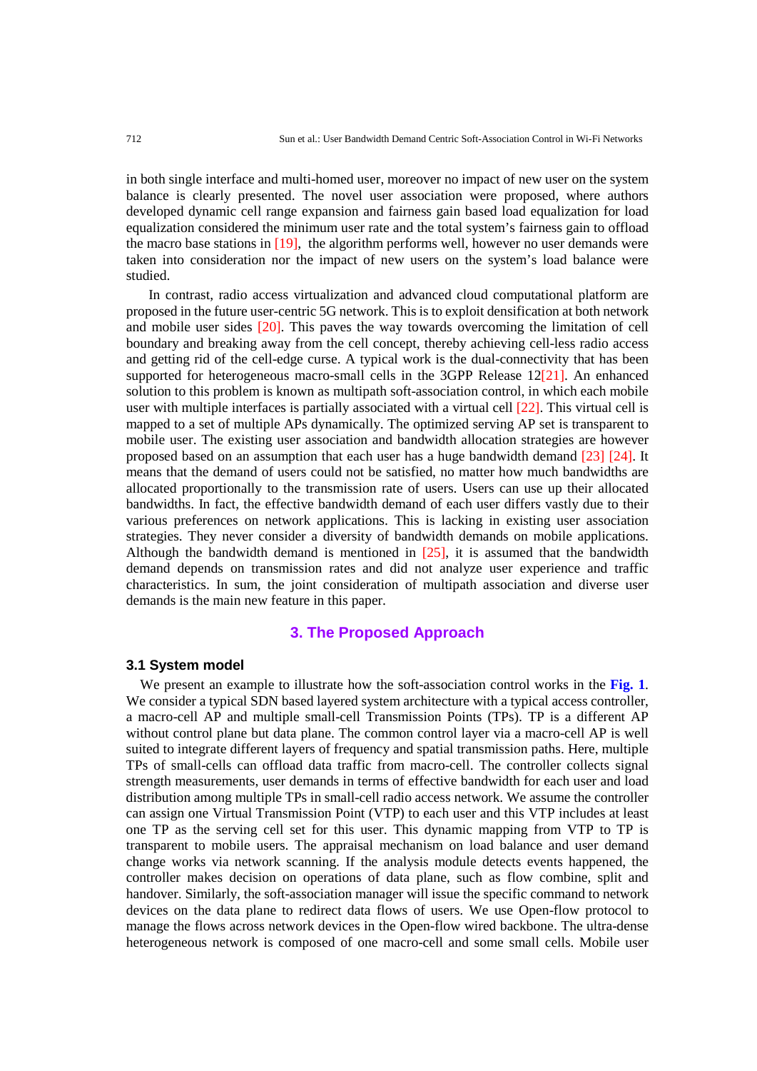in both single interface and multi-homed user, moreover no impact of new user on the system balance is clearly presented. The novel user association were proposed, where authors developed dynamic cell range expansion and fairness gain based load equalization for load equalization considered the minimum user rate and the total system's fairness gain to offload the macro base stations in [19], the algorithm performs well, however no user demands were taken into consideration nor the impact of new users on the system's load balance were studied.

In contrast, radio access virtualization and advanced cloud computational platform are proposed in the future user-centric 5G network. This is to exploit densification at both network and mobile user sides [20]. This paves the way towards overcoming the limitation of cell boundary and breaking away from the cell concept, thereby achieving cell-less radio access and getting rid of the cell-edge curse. A typical work is the dual-connectivity that has been supported for heterogeneous macro-small cells in the 3GPP Release 12[21]. An enhanced solution to this problem is known as multipath soft-association control, in which each mobile user with multiple interfaces is partially associated with a virtual cell [22]. This virtual cell is mapped to a set of multiple APs dynamically. The optimized serving AP set is transparent to mobile user. The existing user association and bandwidth allocation strategies are however proposed based on an assumption that each user has a huge bandwidth demand [23] [24]. It means that the demand of users could not be satisfied, no matter how much bandwidths are allocated proportionally to the transmission rate of users. Users can use up their allocated bandwidths. In fact, the effective bandwidth demand of each user differs vastly due to their various preferences on network applications. This is lacking in existing user association strategies. They never consider a diversity of bandwidth demands on mobile applications. Although the bandwidth demand is mentioned in [25], it is assumed that the bandwidth demand depends on transmission rates and did not analyze user experience and traffic characteristics. In sum, the joint consideration of multipath association and diverse user demands is the main new feature in this paper.

## 3. The Proposed Approach

### 3.1 System model

We present an example to illustrate how the soft-association control works in the **Fig. 1**. We consider a typical SDN based layered system architecture with a typical access controller, a macro-cell AP and multiple small-cell Transmission Points (TPs). TP is a different AP without control plane but data plane. The common control layer via a macro-cell AP is well suited to integrate different layers of frequency and spatial transmission paths. Here, multiple TPs of small-cells can offload data traffic from macro-cell. The controller collects signal strength measurements, user demands in terms of effective bandwidth for each user and load distribution among multiple TPs in small-cell radio access network. We assume the controller can assign one Virtual Transmission Point (VTP) to each user and this VTP includes at least one TP as the serving cell set for this user. This dynamic mapping from VTP to TP is transparent to mobile users. The appraisal mechanism on load balance and user demand change works via network scanning. If the analysis module detects events happened, the controller makes decision on operations of data plane, such as flow combine, split and handover. Similarly, the soft-association manager will issue the specific command to network devices on the data plane to redirect data flows of users. We use Open-flow protocol to manage the flows across network devices in the Open-flow wired backbone. The ultra-dense heterogeneous network is composed of one macro-cell and some small cells. Mobile user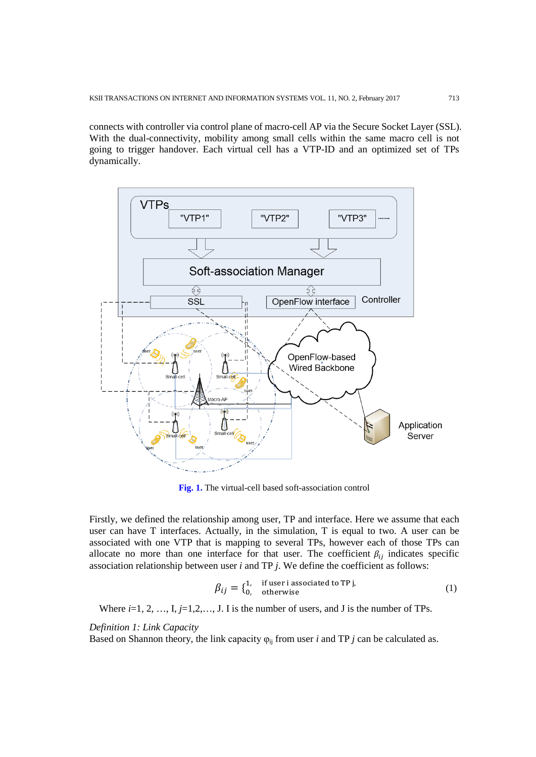connects with controller via control plane of macro-cell AP via the Secure Socket Layer (SSL). With the dual-connectivity, mobility among small cells within the same macro cell is not going to trigger handover. Each virtual cell has a VTP-ID and an optimized set of TPs dynamically.

**Fig. 1.** The virtual-cell based soft-association control

Firstly, we defined the relationship among user, TP and interface. Here we assume that each user can have T interfaces. Actually, in the simulation, T is equal to two. A user can be associated with one VTP that is mapping to several TPs, however each of those TPs can allocate no more than one interface for that user. The coefficient $\beta_{ij}$ indicates specific association relationship between user *i* and TP *j*. We define the coefficient as follows:

$$\beta_{ij} = \begin{cases} 1, & \text{if user i associated to TP j,} \\ 0, & \text{otherwise} \end{cases} \tag{1}$$

Where *i*=1, 2, …, I, *j*=1,2,…, J. I is the number of users, and J is the number of TPs.

*Definition 1: Link Capacity*
Based on Shannon theory, the link capacity $\varphi_{ij}$ from user *i* and TP *j* can be calculated as.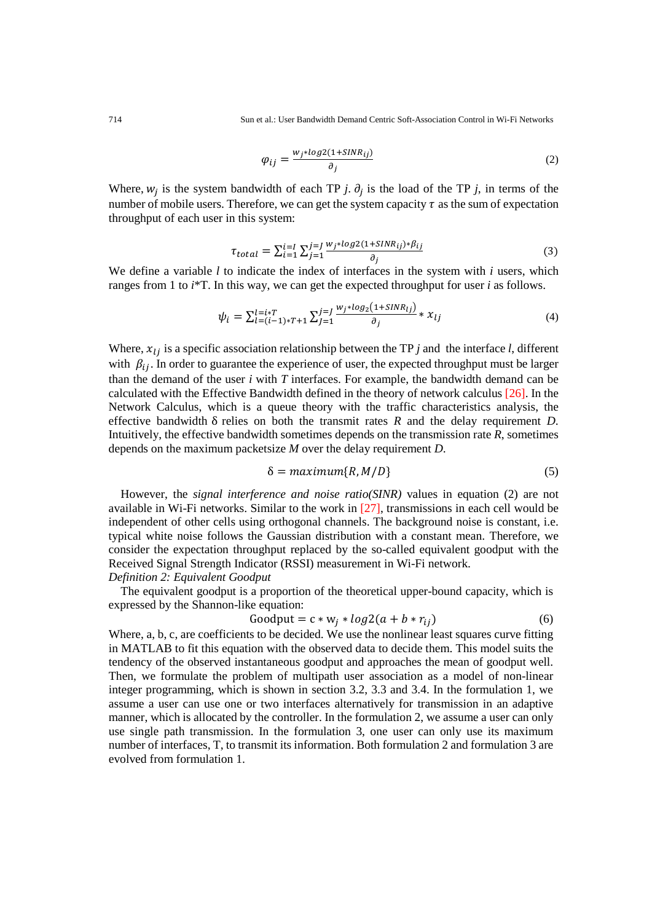$$\varphi_{ij} = \frac{w_j * log2(1+SINR_{ij})}{\partial_j} \tag{2}$$

Where, $w_j$ is the system bandwidth of each TP $j$. $\partial_j$ is the load of the TP $j$, in terms of the number of mobile users. Therefore, we can get the system capacity $\tau$ as the sum of expectation throughput of each user in this system:

$$\tau_{total} = \sum_{i=1}^{i=I} \sum_{j=1}^{j=J} \frac{w_j * log2(1+SINR_{ij}) * \beta_{ij}}{\partial_j} \tag{3}$$

We define a variable $l$ to indicate the index of interfaces in the system with $i$ users, which ranges from 1 to $i$*T. In this way, we can get the expected throughput for user $i$ as follows.

$$\psi_i = \sum_{l=(i-1)*T+1}^{l=i*T} \sum_{j=1}^{j=J} \frac{w_j * log_2(1+SINR_{lj})}{\partial_j} * x_{lj} \tag{4}$$

Where, $x_{lj}$ is a specific association relationship between the TP $j$ and the interface $l$, different with $\beta_{ij}$. In order to guarantee the experience of user, the expected throughput must be larger than the demand of the user $i$ with $T$ interfaces. For example, the bandwidth demand can be calculated with the Effective Bandwidth defined in the theory of network calculus [26]. In the Network Calculus, which is a queue theory with the traffic characteristics analysis, the effective bandwidth δ relies on both the transmit rates $R$ and the delay requirement $D$. Intuitively, the effective bandwidth sometimes depends on the transmission rate $R$, sometimes depends on the maximum packetsize $M$ over the delay requirement $D$.

$$\delta = maximum\{R, M/D\} \tag{5}$$

However, the *signal interference and noise ratio(SINR)* values in equation (2) are not available in Wi-Fi networks. Similar to the work in [27], transmissions in each cell would be independent of other cells using orthogonal channels. The background noise is constant, i.e. typical white noise follows the Gaussian distribution with a constant mean. Therefore, we consider the expectation throughput replaced by the so-called equivalent goodput with the Received Signal Strength Indicator (RSSI) measurement in Wi-Fi network.

*Definition 2: Equivalent Goodput*

The equivalent goodput is a proportion of the theoretical upper-bound capacity, which is expressed by the Shannon-like equation:

$$\text{Goodput} = \text{c} * \text{w}_j * log2(a + b * r_{ij}) \tag{6}$$

Where, a, b, c, are coefficients to be decided. We use the nonlinear least squares curve fitting in MATLAB to fit this equation with the observed data to decide them. This model suits the tendency of the observed instantaneous goodput and approaches the mean of goodput well. Then, we formulate the problem of multipath user association as a model of non-linear integer programming, which is shown in section 3.2, 3.3 and 3.4. In the formulation 1, we assume a user can use one or two interfaces alternatively for transmission in an adaptive manner, which is allocated by the controller. In the formulation 2, we assume a user can only use single path transmission. In the formulation 3, one user can only use its maximum number of interfaces, T, to transmit its information. Both formulation 2 and formulation 3 are evolved from formulation 1.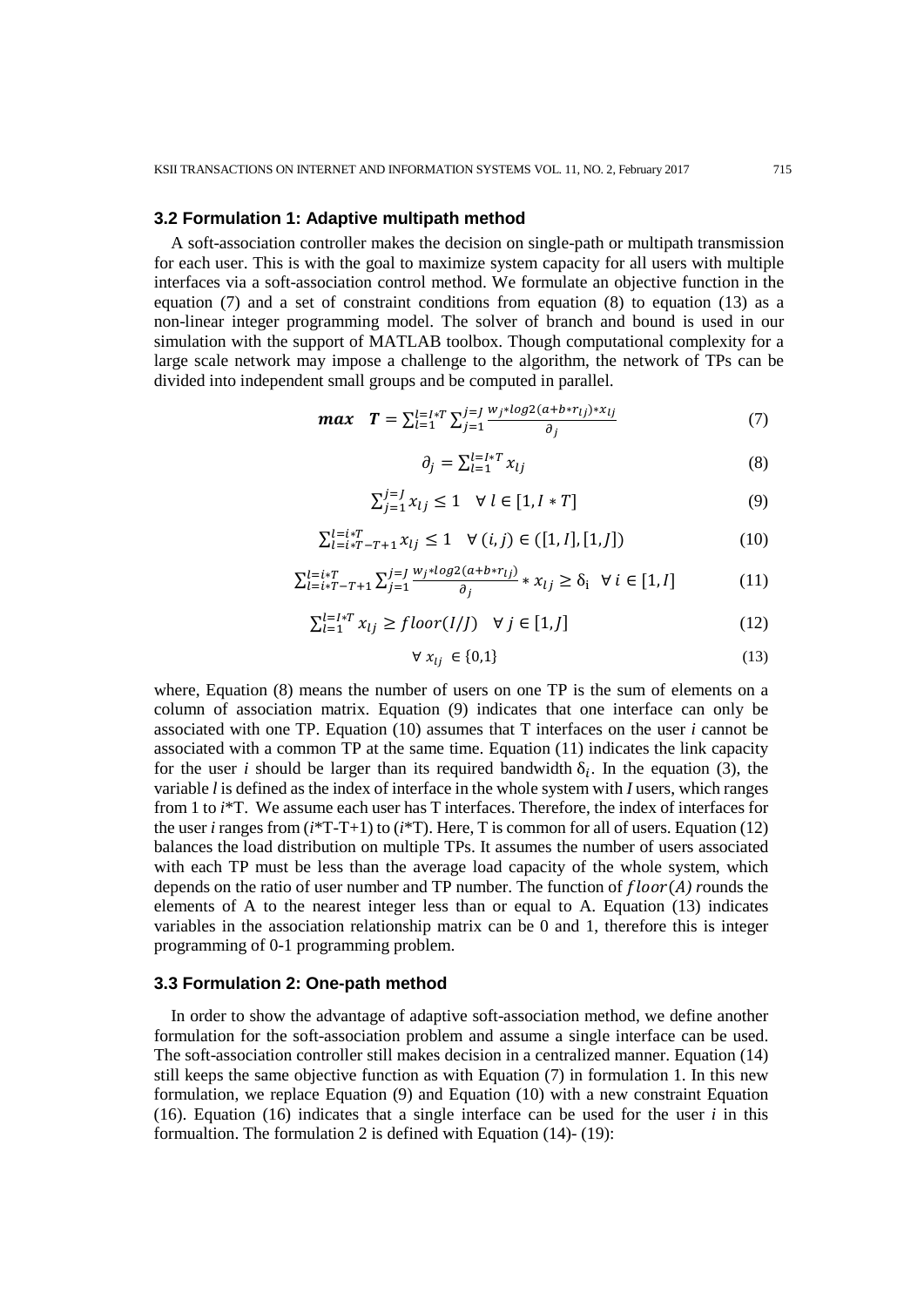### 3.2 Formulation 1: Adaptive multipath method

A soft-association controller makes the decision on single-path or multipath transmission for each user. This is with the goal to maximize system capacity for all users with multiple interfaces via a soft-association control method. We formulate an objective function in the equation (7) and a set of constraint conditions from equation (8) to equation (13) as a non-linear integer programming model. The solver of branch and bound is used in our simulation with the support of MATLAB toolbox. Though computational complexity for a large scale network may impose a challenge to the algorithm, the network of TPs can be divided into independent small groups and be computed in parallel.

$$\boldsymbol{max} \quad \boldsymbol{T} = \sum_{l=1}^{l=I*T} \sum_{j=1}^{j=J} \frac{w_j * log2(a + b * r_{lj}) * x_{lj}}{\partial_j} \tag{7}$$

$$\partial_j = \sum_{l=1}^{l=I*T} x_{lj} \tag{8}$$

$$\sum_{j=1}^{j=J} x_{lj} \leq 1 \quad \forall \, l \in [1, I * T] \tag{9}$$

$$\sum_{l=i*T-T+1}^{l=i*T} x_{lj} \leq 1 \quad \forall \, (i,j) \in ([1,I],[1,J]) \tag{10}$$

$$\sum_{l=i*T-T+1}^{l=i*T} \sum_{j=1}^{j=J} \frac{w_j * log2(a + b * r_{lj})}{\partial_j} * x_{lj} \geq \delta_i \quad \forall \, i \in [1, I] \tag{11}$$

$$\sum_{l=1}^{l=I*T} x_{lj} \geq floor(I/J) \quad \forall \, j \in [1, J] \tag{12}$$

$$\forall \, x_{lj} \in \{0,1\} \tag{13}$$

where, Equation (8) means the number of users on one TP is the sum of elements on a column of association matrix. Equation (9) indicates that one interface can only be associated with one TP. Equation (10) assumes that T interfaces on the user *i* cannot be associated with a common TP at the same time. Equation (11) indicates the link capacity for the user *i* should be larger than its required bandwidth $\delta_i$. In the equation (3), the variable *l* is defined as the index of interface in the whole system with *I* users, which ranges from 1 to *i*\*T. We assume each user has T interfaces. Therefore, the index of interfaces for the user *i* ranges from (*i*\*T-T+1) to (*i*\*T). Here, T is common for all of users. Equation (12) balances the load distribution on multiple TPs. It assumes the number of users associated with each TP must be less than the average load capacity of the whole system, which depends on the ratio of user number and TP number. The function of $floor(A)$ *r*ounds the elements of A to the nearest integer less than or equal to A. Equation (13) indicates variables in the association relationship matrix can be 0 and 1, therefore this is integer programming of 0-1 programming problem.

### 3.3 Formulation 2: One-path method

In order to show the advantage of adaptive soft-association method, we define another formulation for the soft-association problem and assume a single interface can be used. The soft-association controller still makes decision in a centralized manner. Equation (14) still keeps the same objective function as with Equation (7) in formulation 1. In this new formulation, we replace Equation (9) and Equation (10) with a new constraint Equation (16). Equation (16) indicates that a single interface can be used for the user *i* in this formualtion. The formulation 2 is defined with Equation (14)- (19):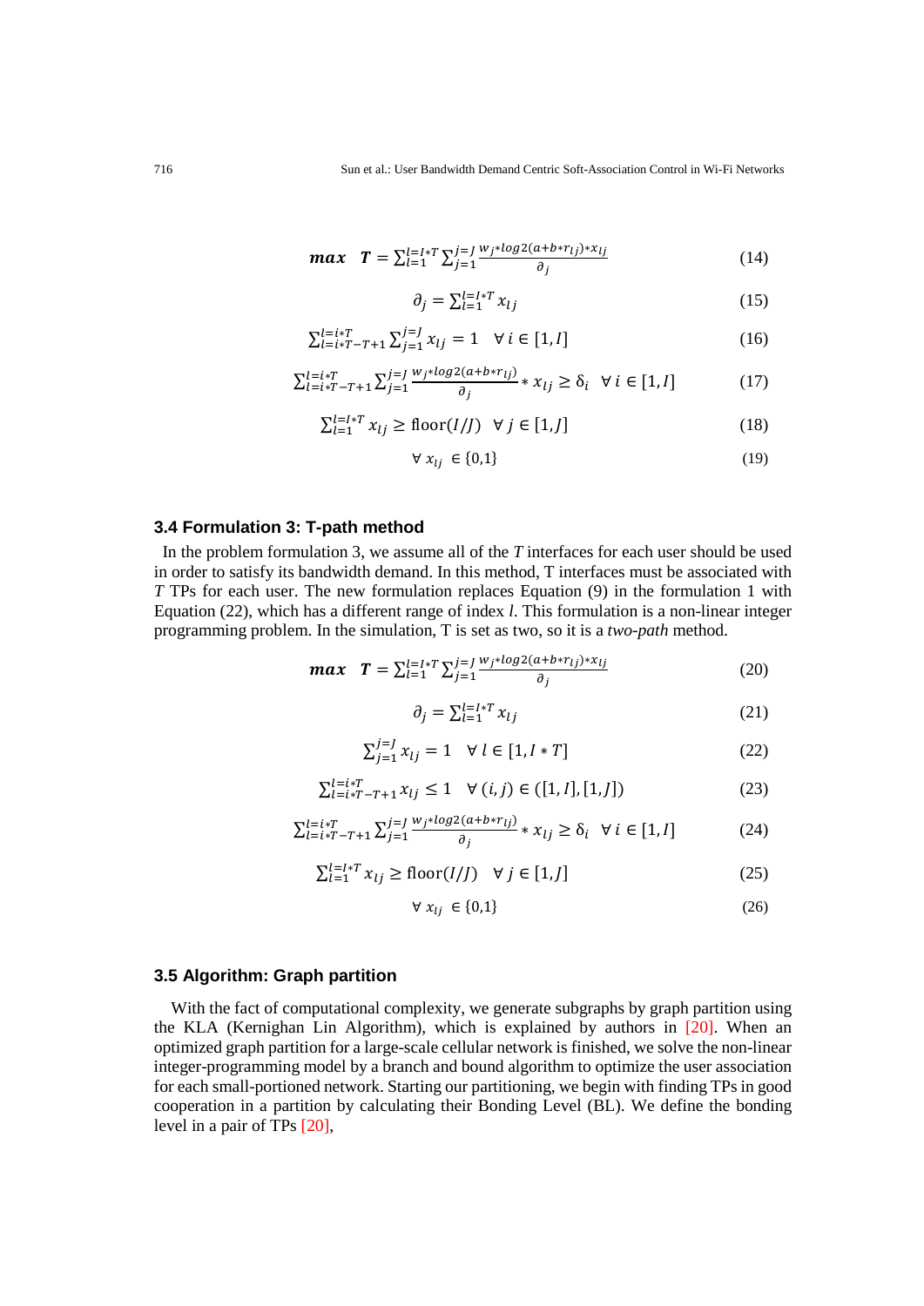$$\boldsymbol{max} \quad \boldsymbol{T} = \sum_{l=1}^{l=I*T} \sum_{j=1}^{j=J} \frac{w_j * log2(a + b * r_{lj}) * x_{lj}}{\partial_j} \tag{14}$$

$$\partial_j = \sum_{l=1}^{l=I*T} x_{lj} \tag{15}$$

$$\sum_{l=i*T-T+1}^{l=i*T} \sum_{j=1}^{j=J} x_{lj} = 1 \quad \forall\, i \in [1, I] \tag{16}$$

$$\sum_{l=i*T-T+1}^{l=i*T} \sum_{j=1}^{j=J} \frac{w_j * log2(a + b * r_{lj})}{\partial_j} * x_{lj} \geq \delta_i \quad \forall\, i \in [1, I] \tag{17}$$

$$\sum_{l=1}^{l=I*T} x_{lj} \geq \text{floor}(I/J) \quad \forall\, j \in [1, J] \tag{18}$$

$$\forall\, x_{lj} \in \{0,1\} \tag{19}$$

### 3.4 Formulation 3: T-path method

In the problem formulation 3, we assume all of the *T* interfaces for each user should be used in order to satisfy its bandwidth demand. In this method, T interfaces must be associated with *T* TPs for each user. The new formulation replaces Equation (9) in the formulation 1 with Equation (22), which has a different range of index *l*. This formulation is a non-linear integer programming problem. In the simulation, T is set as two, so it is a *two-path* method.

$$\boldsymbol{max} \quad \boldsymbol{T} = \sum_{l=1}^{l=I*T} \sum_{j=1}^{j=J} \frac{w_j * log2(a + b * r_{lj}) * x_{lj}}{\partial_j} \tag{20}$$

$$\partial_j = \sum_{l=1}^{l=I*T} x_{lj} \tag{21}$$

$$\sum_{j=1}^{j=J} x_{lj} = 1 \quad \forall\, l \in [1, I * T] \tag{22}$$

$$\sum_{l=i*T-T+1}^{l=i*T} x_{lj} \leq 1 \quad \forall\, (i,j) \in ([1, I], [1, J]) \tag{23}$$

$$\sum_{l=i*T-T+1}^{l=i*T} \sum_{j=1}^{j=J} \frac{w_j * log2(a + b * r_{lj})}{\partial_j} * x_{lj} \geq \delta_i \quad \forall\, i \in [1, I] \tag{24}$$

$$\sum_{l=1}^{l=I*T} x_{lj} \geq \text{floor}(I/J) \quad \forall\, j \in [1, J] \tag{25}$$

$$\forall\, x_{lj} \in \{0,1\} \tag{26}$$

### 3.5 Algorithm: Graph partition

With the fact of computational complexity, we generate subgraphs by graph partition using the KLA (Kernighan Lin Algorithm), which is explained by authors in [20]. When an optimized graph partition for a large-scale cellular network is finished, we solve the non-linear integer-programming model by a branch and bound algorithm to optimize the user association for each small-portioned network. Starting our partitioning, we begin with finding TPs in good cooperation in a partition by calculating their Bonding Level (BL). We define the bonding level in a pair of TPs [20],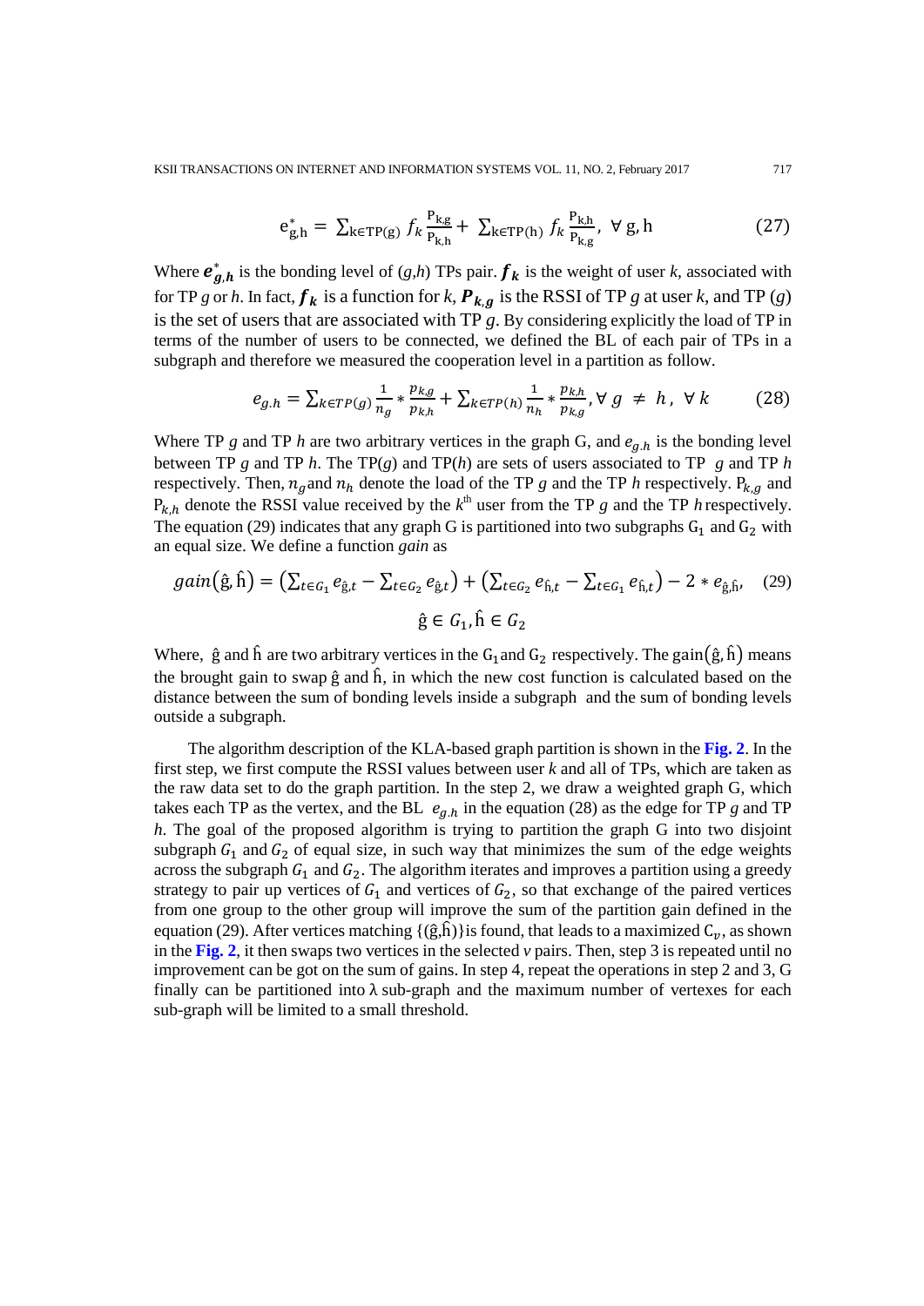$$e^*_{g,h} = \sum_{k \in TP(g)} f_k \frac{P_{k,g}}{P_{k,h}} + \sum_{k \in TP(h)} f_k \frac{P_{k,h}}{P_{k,g}}, \ \forall \, g, h \quad (27)$$

Where $e^*_{g,h}$ is the bonding level of (*g*,*h*) TPs pair. $f_k$ is the weight of user *k*, associated with for TP *g* or *h*. In fact, $f_k$ is a function for *k*, $P_{k,g}$ is the RSSI of TP *g* at user *k*, and TP (*g*) is the set of users that are associated with TP *g*. By considering explicitly the load of TP in terms of the number of users to be connected, we defined the BL of each pair of TPs in a subgraph and therefore we measured the cooperation level in a partition as follow.

$$e_{g.h} = \sum_{k \in TP(g)} \frac{1}{n_g} * \frac{p_{k,g}}{p_{k,h}} + \sum_{k \in TP(h)} \frac{1}{n_h} * \frac{p_{k,h}}{p_{k,g}}, \forall \, g \neq h, \ \forall \, k \quad (28)$$

Where TP *g* and TP *h* are two arbitrary vertices in the graph G, and $e_{g.h}$ is the bonding level between TP *g* and TP *h*. The TP(*g*) and TP(*h*) are sets of users associated to TP *g* and TP *h* respectively. Then, $n_g$ and $n_h$ denote the load of the TP *g* and the TP *h* respectively. $P_{k,g}$ and $P_{k,h}$ denote the RSSI value received by the $k^{th}$ user from the TP *g* and the TP *h* respectively. The equation (29) indicates that any graph G is partitioned into two subgraphs $G_1$ and $G_2$ with an equal size. We define a function *gain* as

$$gain(\hat{g}, \hat{h}) = \left(\sum_{t \in G_1} e_{\hat{g},t} - \sum_{t \in G_2} e_{\hat{g},t}\right) + \left(\sum_{t \in G_2} e_{\hat{h},t} - \sum_{t \in G_1} e_{\hat{h},t}\right) - 2 * e_{\hat{g},\hat{h}}, \quad (29)$$

$$\hat{g} \in G_1, \hat{h} \in G_2$$

Where, $\hat{g}$ and $\hat{h}$ are two arbitrary vertices in the $G_1$ and $G_2$ respectively. The $gain(\hat{g}, \hat{h})$ means the brought gain to swap $\hat{g}$ and $\hat{h}$, in which the new cost function is calculated based on the distance between the sum of bonding levels inside a subgraph and the sum of bonding levels outside a subgraph.

The algorithm description of the KLA-based graph partition is shown in the **Fig. 2**. In the first step, we first compute the RSSI values between user *k* and all of TPs, which are taken as the raw data set to do the graph partition. In the step 2, we draw a weighted graph G, which takes each TP as the vertex, and the BL $e_{g.h}$ in the equation (28) as the edge for TP *g* and TP *h*. The goal of the proposed algorithm is trying to partition the graph G into two disjoint subgraph $G_1$ and $G_2$ of equal size, in such way that minimizes the sum of the edge weights across the subgraph $G_1$ and $G_2$. The algorithm iterates and improves a partition using a greedy strategy to pair up vertices of $G_1$ and vertices of $G_2$, so that exchange of the paired vertices from one group to the other group will improve the sum of the partition gain defined in the equation (29). After vertices matching $\{(\hat{g}, \hat{h})\}$ is found, that leads to a maximized $C_v$, as shown in the **Fig. 2**, it then swaps two vertices in the selected *v* pairs. Then, step 3 is repeated until no improvement can be got on the sum of gains. In step 4, repeat the operations in step 2 and 3, G finally can be partitioned into λ sub-graph and the maximum number of vertexes for each sub-graph will be limited to a small threshold.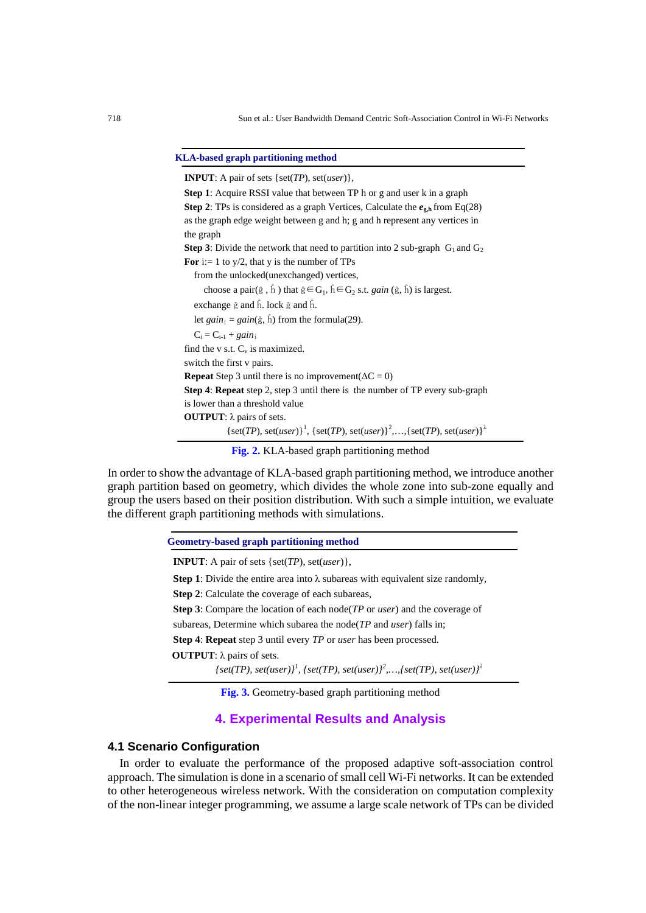**KLA-based graph partitioning method**

**INPUT**: A pair of sets {set(*TP*), set(*user*)},

**Step 1**: Acquire RSSI value that between TP h or g and user k in a graph

**Step 2**: TPs is considered as a graph Vertices, Calculate the $e_{g,h}$ from Eq(28) as the graph edge weight between g and h; g and h represent any vertices in the graph

**Step 3**: Divide the network that need to partition into 2 sub-graph $G_1$ and $G_2$

**For** i:= 1 to y/2, that y is the number of TPs

from the unlocked(unexchanged) vertices,

choose a pair($\hat{g}$ , $\hat{h}$ ) that $\hat{g} \in G_1$, $\hat{h} \in G_2$ s.t. *gain* ($\hat{g}$, $\hat{h}$) is largest.

exchange $\hat{g}$ and $\hat{h}$. lock $\hat{g}$ and $\hat{h}$.

let $gain_i = gain(\hat{g}, \hat{h})$ from the formula(29).

$C_i = C_{i-1} + gain_i$

find the v s.t. $C_v$ is maximized.

switch the first v pairs.

**Repeat** Step 3 until there is no improvement($\Delta C = 0$)

**Step 4**: **Repeat** step 2, step 3 until there is the number of TP every sub-graph is lower than a threshold value

**OUTPUT**: λ pairs of sets.

$\{set(TP), set(user)\}^1$, $\{set(TP), set(user)\}^2$,…,$\{set(TP), set(user)\}^\lambda$

**Fig. 2.** KLA-based graph partitioning method

In order to show the advantage of KLA-based graph partitioning method, we introduce another graph partition based on geometry, which divides the whole zone into sub-zone equally and group the users based on their position distribution. With such a simple intuition, we evaluate the different graph partitioning methods with simulations.

**Geometry-based graph partitioning method**

**INPUT**: A pair of sets {set(*TP*), set(*user*)},

**Step 1**: Divide the entire area into λ subareas with equivalent size randomly,

**Step 2**: Calculate the coverage of each subareas,

**Step 3**: Compare the location of each node(*TP* or *user*) and the coverage of subareas, Determine which subarea the node(*TP* and *user*) falls in;

**Step 4**: **Repeat** step 3 until every *TP* or *user* has been processed.

**OUTPUT**: λ pairs of sets.

$\{set(TP), set(user)\}^1$, $\{set(TP), set(user)\}^2$,…,$\{set(TP), set(user)\}^\lambda$

**Fig. 3.** Geometry-based graph partitioning method

# 4. Experimental Results and Analysis

## 4.1 Scenario Configuration

In order to evaluate the performance of the proposed adaptive soft-association control approach. The simulation is done in a scenario of small cell Wi-Fi networks. It can be extended to other heterogeneous wireless network. With the consideration on computation complexity of the non-linear integer programming, we assume a large scale network of TPs can be divided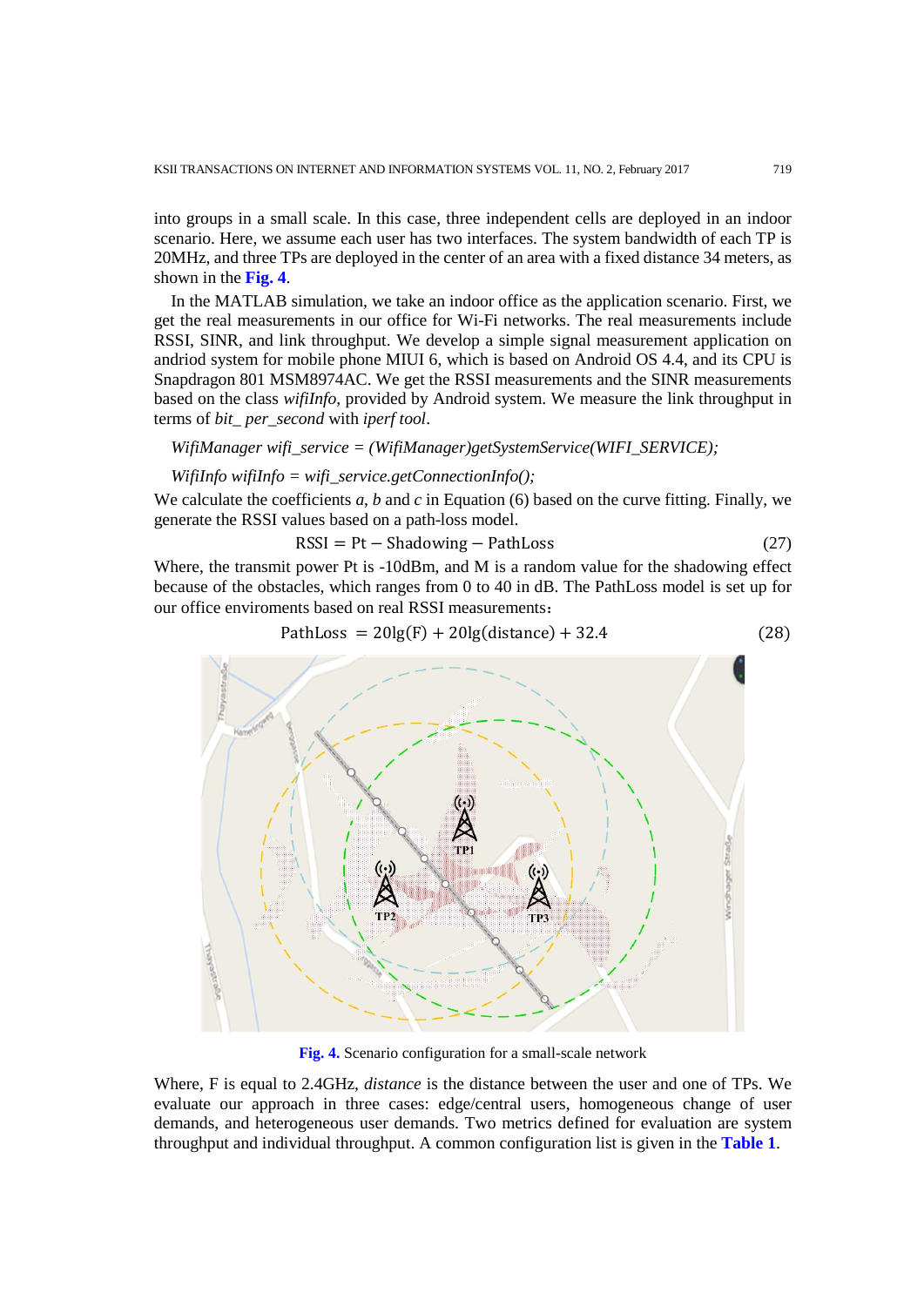into groups in a small scale. In this case, three independent cells are deployed in an indoor scenario. Here, we assume each user has two interfaces. The system bandwidth of each TP is 20MHz, and three TPs are deployed in the center of an area with a fixed distance 34 meters, as shown in the **Fig. 4**.

In the MATLAB simulation, we take an indoor office as the application scenario. First, we get the real measurements in our office for Wi-Fi networks. The real measurements include RSSI, SINR, and link throughput. We develop a simple signal measurement application on andriod system for mobile phone MIUI 6, which is based on Android OS 4.4, and its CPU is Snapdragon 801 MSM8974AC. We get the RSSI measurements and the SINR measurements based on the class *wifiInfo*, provided by Android system. We measure the link throughput in terms of *bit_ per_second* with *iperf tool*.

*WifiManager wifi_service = (WifiManager)getSystemService(WIFI_SERVICE);*

*WifiInfo wifiInfo = wifi_service.getConnectionInfo();*

We calculate the coefficients *a*, *b* and *c* in Equation (6) based on the curve fitting. Finally, we generate the RSSI values based on a path-loss model.

$$\mathrm{RSSI} = \mathrm{Pt} - \mathrm{Shadowing} - \mathrm{PathLoss} \tag{27}$$

Where, the transmit power Pt is -10dBm, and M is a random value for the shadowing effect because of the obstacles, which ranges from 0 to 40 in dB. The PathLoss model is set up for our office enviroments based on real RSSI measurements：

$$\mathrm{PathLoss} = 20\lg(\mathrm{F}) + 20\lg(\mathrm{distance}) + 32.4 \tag{28}$$

**Fig. 4.** Scenario configuration for a small-scale network

Where, F is equal to 2.4GHz, *distance* is the distance between the user and one of TPs. We evaluate our approach in three cases: edge/central users, homogeneous change of user demands, and heterogeneous user demands. Two metrics defined for evaluation are system throughput and individual throughput. A common configuration list is given in the **Table 1**.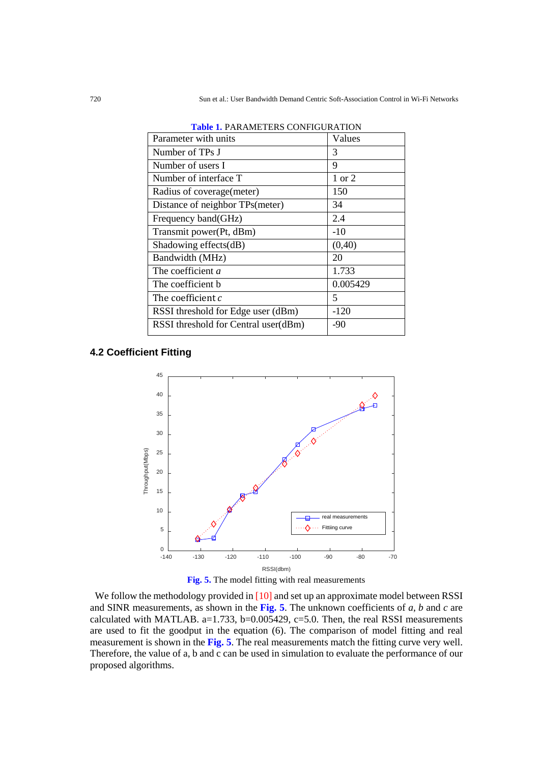**Table 1.** PARAMETERS CONFIGURATION

| Parameter with units | Values |
|---|---|
| Number of TPs J | 3 |
| Number of users I | 9 |
| Number of interface T | 1 or 2 |
| Radius of coverage(meter) | 150 |
| Distance of neighbor TPs(meter) | 34 |
| Frequency band(GHz) | 2.4 |
| Transmit power(Pt, dBm) | -10 |
| Shadowing effects(dB) | (0,40) |
| Bandwidth (MHz) | 20 |
| The coefficient *a* | 1.733 |
| The coefficient b | 0.005429 |
| The coefficient *c* | 5 |
| RSSI threshold for Edge user (dBm) | -120 |
| RSSI threshold for Central user(dBm) | -90 |

### 4.2 Coefficient Fitting

**Fig. 5.** The model fitting with real measurements

We follow the methodology provided in [10] and set up an approximate model between RSSI and SINR measurements, as shown in the **Fig. 5**. The unknown coefficients of *a*, *b* and *c* are calculated with MATLAB. a=1.733, b=0.005429, c=5.0. Then, the real RSSI measurements are used to fit the goodput in the equation (6). The comparison of model fitting and real measurement is shown in the **Fig. 5**. The real measurements match the fitting curve very well. Therefore, the value of a, b and c can be used in simulation to evaluate the performance of our proposed algorithms.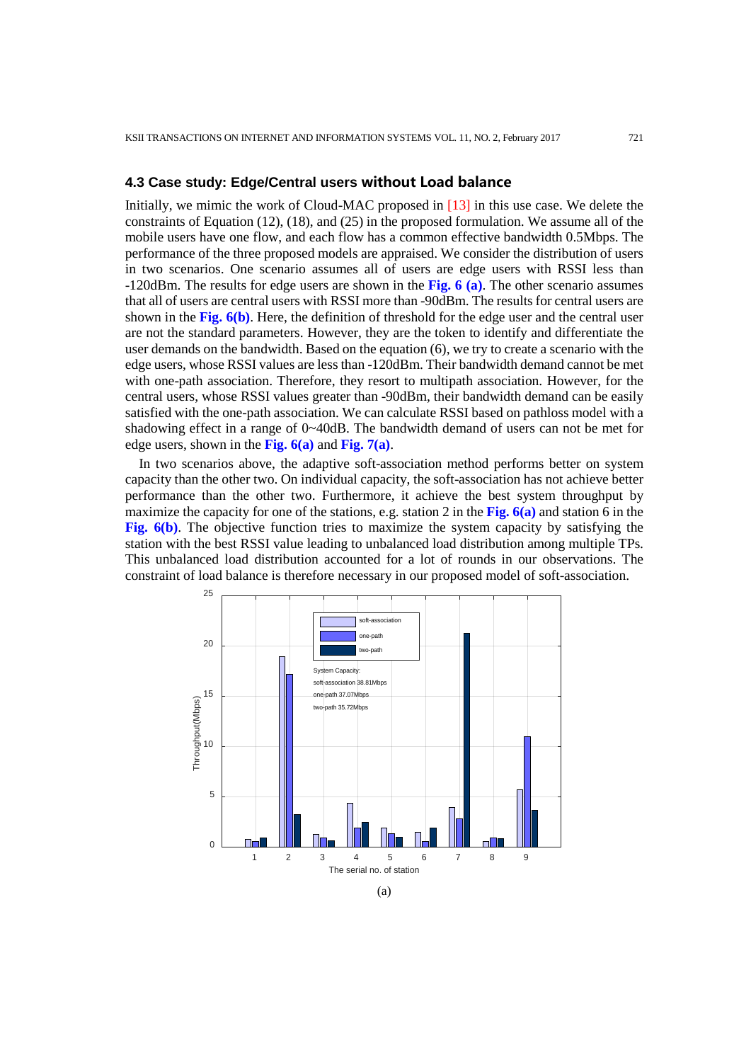### 4.3 Case study: Edge/Central users without Load balance

Initially, we mimic the work of Cloud-MAC proposed in [13] in this use case. We delete the constraints of Equation (12), (18), and (25) in the proposed formulation. We assume all of the mobile users have one flow, and each flow has a common effective bandwidth 0.5Mbps. The performance of the three proposed models are appraised. We consider the distribution of users in two scenarios. One scenario assumes all of users are edge users with RSSI less than -120dBm. The results for edge users are shown in the **Fig. 6 (a)**. The other scenario assumes that all of users are central users with RSSI more than -90dBm. The results for central users are shown in the **Fig. 6(b)**. Here, the definition of threshold for the edge user and the central user are not the standard parameters. However, they are the token to identify and differentiate the user demands on the bandwidth. Based on the equation (6), we try to create a scenario with the edge users, whose RSSI values are less than -120dBm. Their bandwidth demand cannot be met with one-path association. Therefore, they resort to multipath association. However, for the central users, whose RSSI values greater than -90dBm, their bandwidth demand can be easily satisfied with the one-path association. We can calculate RSSI based on pathloss model with a shadowing effect in a range of 0~40dB. The bandwidth demand of users can not be met for edge users, shown in the **Fig. 6(a)** and **Fig. 7(a)**.

In two scenarios above, the adaptive soft-association method performs better on system capacity than the other two. On individual capacity, the soft-association has not achieve better performance than the other two. Furthermore, it achieve the best system throughput by maximize the capacity for one of the stations, e.g. station 2 in the **Fig. 6(a)** and station 6 in the **Fig. 6(b)**. The objective function tries to maximize the system capacity by satisfying the station with the best RSSI value leading to unbalanced load distribution among multiple TPs. This unbalanced load distribution accounted for a lot of rounds in our observations. The constraint of load balance is therefore necessary in our proposed model of soft-association.

(a)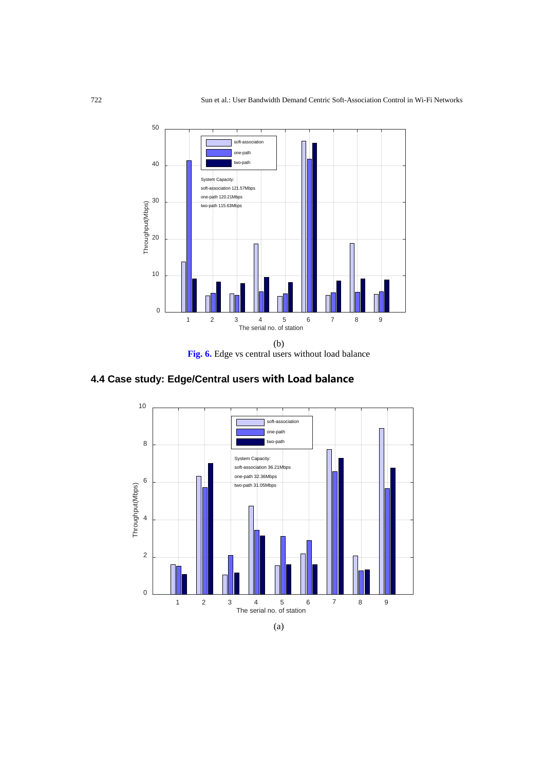(b)

**Fig. 6.** Edge vs central users without load balance

## 4.4 Case study: Edge/Central users with Load balance

(a)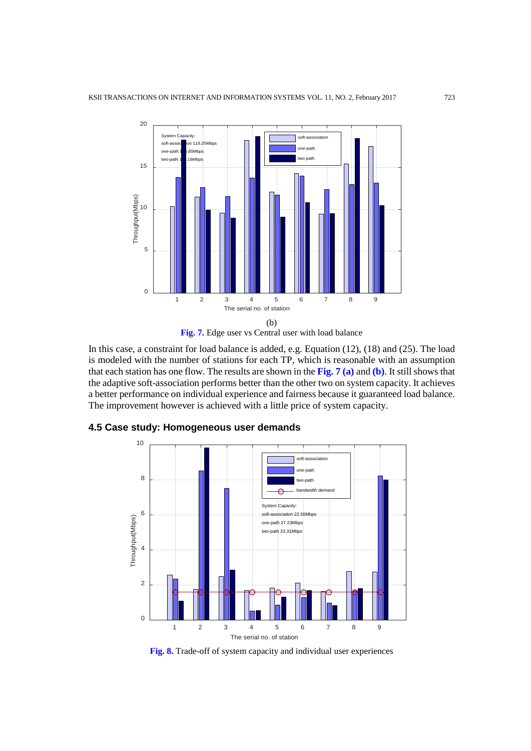(b)

**Fig. 7.** Edge user vs Central user with load balance

In this case, a constraint for load balance is added, e.g. Equation (12), (18) and (25). The load is modeled with the number of stations for each TP, which is reasonable with an assumption that each station has one flow. The results are shown in the **Fig. 7 (a)** and **(b)**. It still shows that the adaptive soft-association performs better than the other two on system capacity. It achieves a better performance on individual experience and fairness because it guaranteed load balance. The improvement however is achieved with a little price of system capacity.

### 4.5 Case study: Homogeneous user demands

**Fig. 8.** Trade-off of system capacity and individual user experiences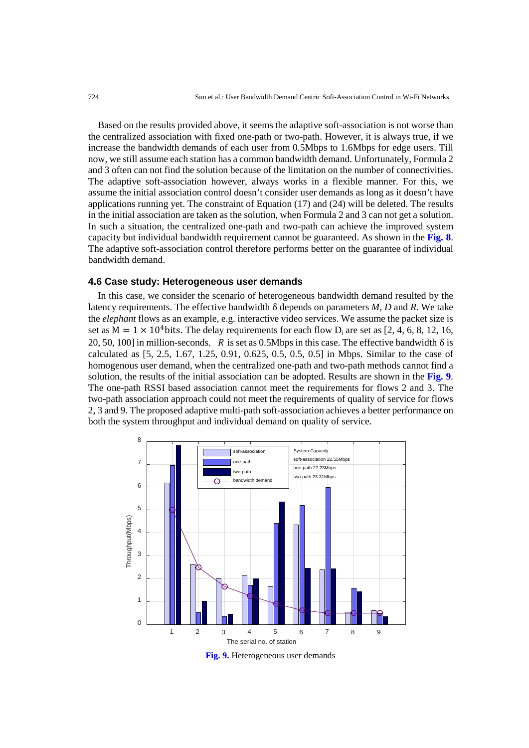Based on the results provided above, it seems the adaptive soft-association is not worse than the centralized association with fixed one-path or two-path. However, it is always true, if we increase the bandwidth demands of each user from 0.5Mbps to 1.6Mbps for edge users. Till now, we still assume each station has a common bandwidth demand. Unfortunately, Formula 2 and 3 often can not find the solution because of the limitation on the number of connectivities. The adaptive soft-association however, always works in a flexible manner. For this, we assume the initial association control doesn't consider user demands as long as it doesn't have applications running yet. The constraint of Equation (17) and (24) will be deleted. The results in the initial association are taken as the solution, when Formula 2 and 3 can not get a solution. In such a situation, the centralized one-path and two-path can achieve the improved system capacity but individual bandwidth requirement cannot be guaranteed. As shown in the **Fig. 8**. The adaptive soft-association control therefore performs better on the guarantee of individual bandwidth demand.

### 4.6 Case study: Heterogeneous user demands

In this case, we consider the scenario of heterogeneous bandwidth demand resulted by the latency requirements. The effective bandwidth δ depends on parameters *M*, *D* and *R*. We take the *elephant* flows as an example, e.g. interactive video services. We assume the packet size is set as $M = 1 \times 10^4$bits. The delay requirements for each flow $D_i$ are set as [2, 4, 6, 8, 12, 16, 20, 50, 100] in million-seconds, *R* is set as 0.5Mbps in this case. The effective bandwidth δ is calculated as [5, 2.5, 1.67, 1.25, 0.91, 0.625, 0.5, 0.5, 0.5] in Mbps. Similar to the case of homogenous user demand, when the centralized one-path and two-path methods cannot find a solution, the results of the initial association can be adopted. Results are shown in the **Fig. 9**. The one-path RSSI based association cannot meet the requirements for flows 2 and 3. The two-path association approach could not meet the requirements of quality of service for flows 2, 3 and 9. The proposed adaptive multi-path soft-association achieves a better performance on both the system throughput and individual demand on quality of service.

**Fig. 9.** Heterogeneous user demands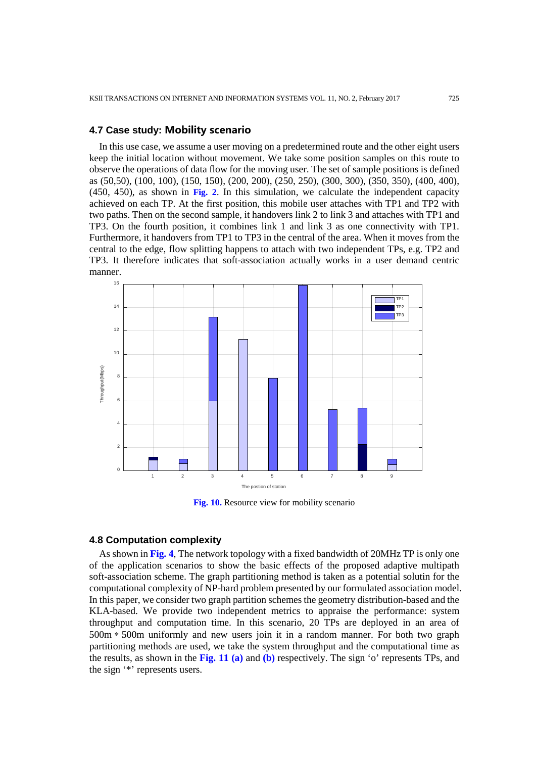### 4.7 Case study: Mobility scenario

In this use case, we assume a user moving on a predetermined route and the other eight users keep the initial location without movement. We take some position samples on this route to observe the operations of data flow for the moving user. The set of sample positions is defined as (50,50), (100, 100), (150, 150), (200, 200), (250, 250), (300, 300), (350, 350), (400, 400), (450, 450), as shown in **Fig. 2**. In this simulation, we calculate the independent capacity achieved on each TP. At the first position, this mobile user attaches with TP1 and TP2 with two paths. Then on the second sample, it handovers link 2 to link 3 and attaches with TP1 and TP3. On the fourth position, it combines link 1 and link 3 as one connectivity with TP1. Furthermore, it handovers from TP1 to TP3 in the central of the area. When it moves from the central to the edge, flow splitting happens to attach with two independent TPs, e.g. TP2 and TP3. It therefore indicates that soft-association actually works in a user demand centric manner.

**Fig. 10.** Resource view for mobility scenario

### 4.8 Computation complexity

As shown in **Fig. 4**, The network topology with a fixed bandwidth of 20MHz TP is only one of the application scenarios to show the basic effects of the proposed adaptive multipath soft-association scheme. The graph partitioning method is taken as a potential solutin for the computational complexity of NP-hard problem presented by our formulated association model. In this paper, we consider two graph partition schemes the geometry distribution-based and the KLA-based. We provide two independent metrics to appraise the performance: system throughput and computation time. In this scenario, 20 TPs are deployed in an area of 500m $*$ 500m uniformly and new users join it in a random manner. For both two graph partitioning methods are used, we take the system throughput and the computational time as the results, as shown in the **Fig. 11 (a)** and **(b)** respectively. The sign 'o' represents TPs, and the sign '*' represents users.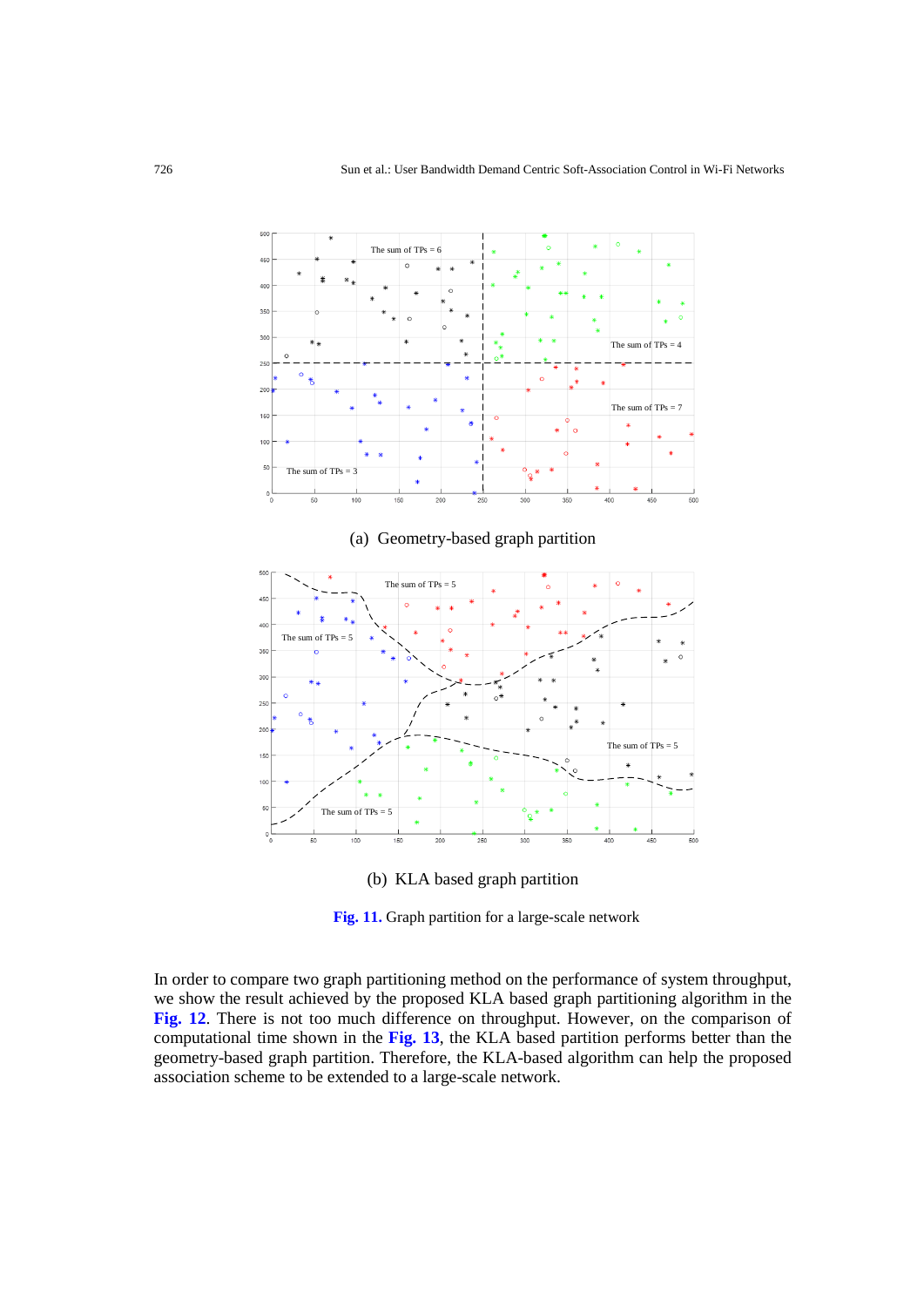(a) Geometry-based graph partition

(b) KLA based graph partition

**Fig. 11.** Graph partition for a large-scale network

In order to compare two graph partitioning method on the performance of system throughput, we show the result achieved by the proposed KLA based graph partitioning algorithm in the **Fig. 12**. There is not too much difference on throughput. However, on the comparison of computational time shown in the **Fig. 13**, the KLA based partition performs better than the geometry-based graph partition. Therefore, the KLA-based algorithm can help the proposed association scheme to be extended to a large-scale network.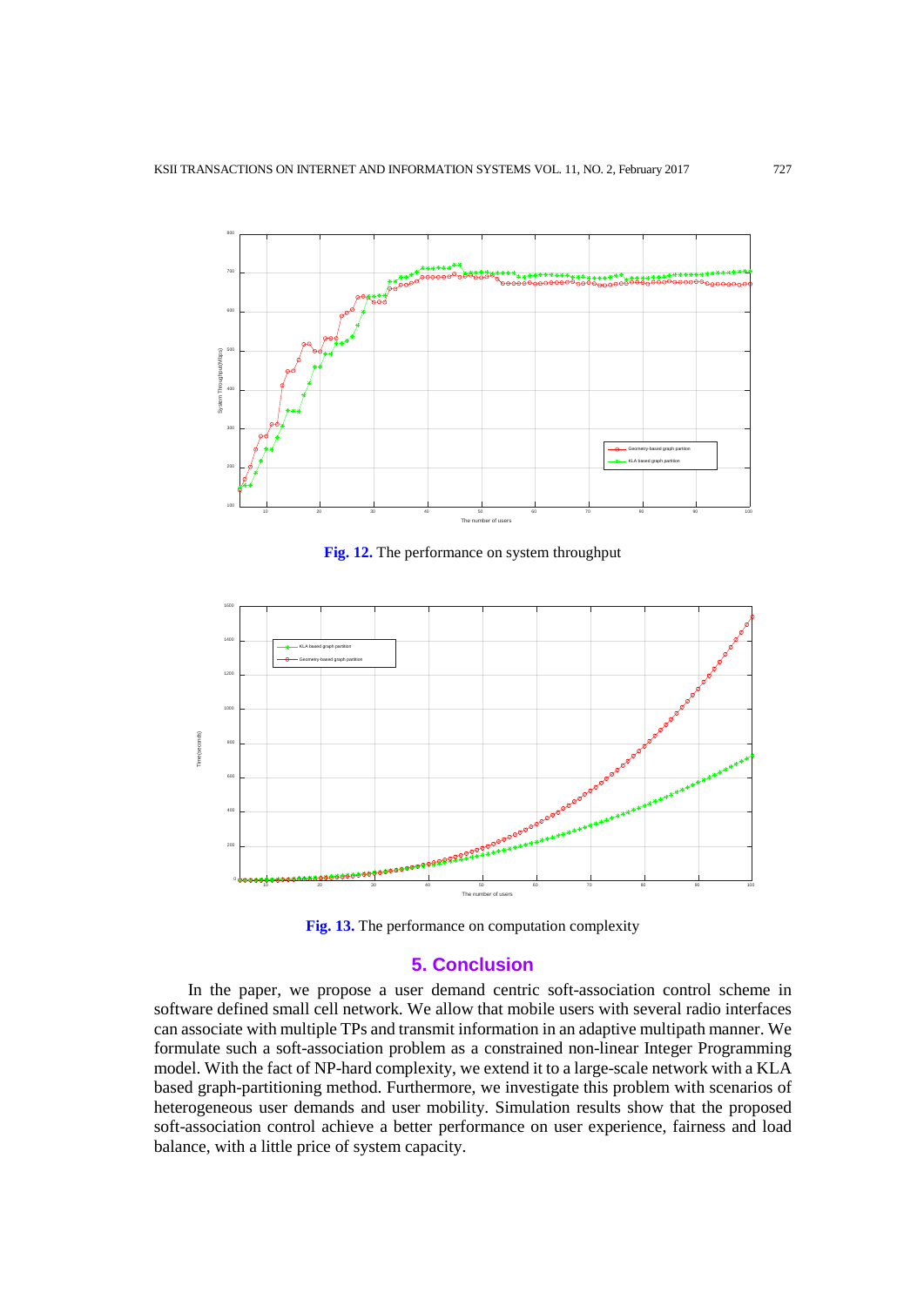**Fig. 12.** The performance on system throughput

**Fig. 13.** The performance on computation complexity

## 5. Conclusion

In the paper, we propose a user demand centric soft-association control scheme in software defined small cell network. We allow that mobile users with several radio interfaces can associate with multiple TPs and transmit information in an adaptive multipath manner. We formulate such a soft-association problem as a constrained non-linear Integer Programming model. With the fact of NP-hard complexity, we extend it to a large-scale network with a KLA based graph-partitioning method. Furthermore, we investigate this problem with scenarios of heterogeneous user demands and user mobility. Simulation results show that the proposed soft-association control achieve a better performance on user experience, fairness and load balance, with a little price of system capacity.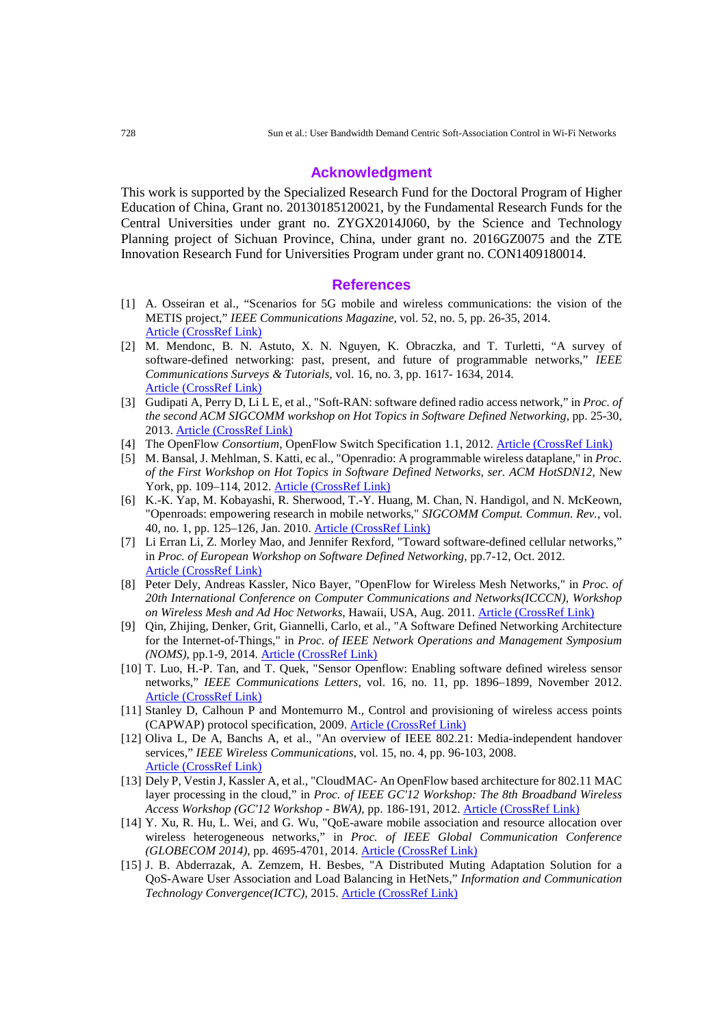## Acknowledgment

This work is supported by the Specialized Research Fund for the Doctoral Program of Higher Education of China, Grant no. 20130185120021, by the Fundamental Research Funds for the Central Universities under grant no. ZYGX2014J060, by the Science and Technology Planning project of Sichuan Province, China, under grant no. 2016GZ0075 and the ZTE Innovation Research Fund for Universities Program under grant no. CON1409180014.

## References

[1] A. Osseiran et al., "Scenarios for 5G mobile and wireless communications: the vision of the METIS project," *IEEE Communications Magazine*, vol. 52, no. 5, pp. 26-35, 2014. Article (CrossRef Link)

[2] M. Mendonc, B. N. Astuto, X. N. Nguyen, K. Obraczka, and T. Turletti, "A survey of software-defined networking: past, present, and future of programmable networks," *IEEE Communications Surveys & Tutorials*, vol. 16, no. 3, pp. 1617- 1634, 2014. Article (CrossRef Link)

[3] Gudipati A, Perry D, Li L E, et al., "Soft-RAN: software defined radio access network," in *Proc. of the second ACM SIGCOMM workshop on Hot Topics in Software Defined Networking*, pp. 25-30, 2013. Article (CrossRef Link)

[4] The OpenFlow *Consortium*, OpenFlow Switch Specification 1.1, 2012. Article (CrossRef Link)

[5] M. Bansal, J. Mehlman, S. Katti, ec al., "Openradio: A programmable wireless dataplane," in *Proc. of the First Workshop on Hot Topics in Software Defined Networks, ser. ACM HotSDN12*, New York, pp. 109–114, 2012. Article (CrossRef Link)

[6] K.-K. Yap, M. Kobayashi, R. Sherwood, T.-Y. Huang, M. Chan, N. Handigol, and N. McKeown, "Openroads: empowering research in mobile networks," *SIGCOMM Comput. Commun. Rev.*, vol. 40, no. 1, pp. 125–126, Jan. 2010. Article (CrossRef Link)

[7] Li Erran Li, Z. Morley Mao, and Jennifer Rexford, "Toward software-defined cellular networks," in *Proc. of European Workshop on Software Defined Networking*, pp.7-12, Oct. 2012. Article (CrossRef Link)

[8] Peter Dely, Andreas Kassler, Nico Bayer, "OpenFlow for Wireless Mesh Networks," in *Proc. of 20th International Conference on Computer Communications and Networks(ICCCN), Workshop on Wireless Mesh and Ad Hoc Networks*, Hawaii, USA, Aug. 2011. Article (CrossRef Link)

[9] Qin, Zhijing, Denker, Grit, Giannelli, Carlo, et al., "A Software Defined Networking Architecture for the Internet-of-Things," in *Proc. of IEEE Network Operations and Management Symposium (NOMS)*, pp.1-9, 2014. Article (CrossRef Link)

[10] T. Luo, H.-P. Tan, and T. Quek, "Sensor Openflow: Enabling software defined wireless sensor networks," *IEEE Communications Letters*, vol. 16, no. 11, pp. 1896–1899, November 2012. Article (CrossRef Link)

[11] Stanley D, Calhoun P and Montemurro M., Control and provisioning of wireless access points (CAPWAP) protocol specification, 2009. Article (CrossRef Link)

[12] Oliva L, De A, Banchs A, et al., "An overview of IEEE 802.21: Media-independent handover services," *IEEE Wireless Communications*, vol. 15, no. 4, pp. 96-103, 2008. Article (CrossRef Link)

[13] Dely P, Vestin J, Kassler A, et al., "CloudMAC- An OpenFlow based architecture for 802.11 MAC layer processing in the cloud," in *Proc. of IEEE GC'12 Workshop: The 8th Broadband Wireless Access Workshop (GC'12 Workshop - BWA)*, pp. 186-191, 2012. Article (CrossRef Link)

[14] Y. Xu, R. Hu, L. Wei, and G. Wu, "QoE-aware mobile association and resource allocation over wireless heterogeneous networks," in *Proc. of IEEE Global Communication Conference (GLOBECOM 2014)*, pp. 4695-4701, 2014. Article (CrossRef Link)

[15] J. B. Abderrazak, A. Zemzem, H. Besbes, "A Distributed Muting Adaptation Solution for a QoS-Aware User Association and Load Balancing in HetNets," *Information and Communication Technology Convergence(ICTC)*, 2015. Article (CrossRef Link)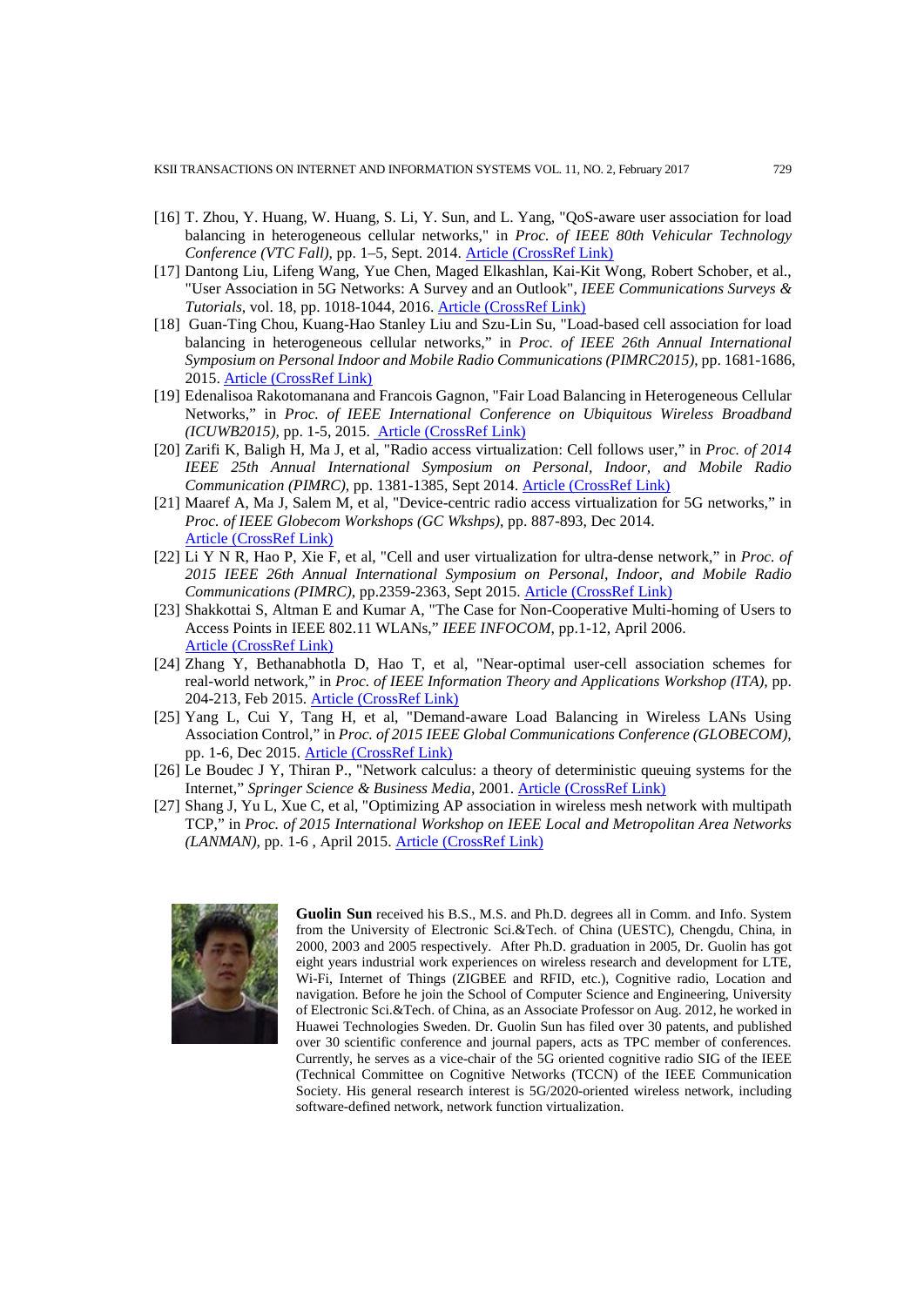[16] T. Zhou, Y. Huang, W. Huang, S. Li, Y. Sun, and L. Yang, "QoS-aware user association for load balancing in heterogeneous cellular networks," in *Proc. of IEEE 80th Vehicular Technology Conference (VTC Fall)*, pp. 1–5, Sept. 2014. Article (CrossRef Link)

[17] Dantong Liu, Lifeng Wang, Yue Chen, Maged Elkashlan, Kai-Kit Wong, Robert Schober, et al., "User Association in 5G Networks: A Survey and an Outlook", *IEEE Communications Surveys & Tutorials*, vol. 18, pp. 1018-1044, 2016. Article (CrossRef Link)

[18] Guan-Ting Chou, Kuang-Hao Stanley Liu and Szu-Lin Su, "Load-based cell association for load balancing in heterogeneous cellular networks," in *Proc. of IEEE 26th Annual International Symposium on Personal Indoor and Mobile Radio Communications (PIMRC2015)*, pp. 1681-1686, 2015. Article (CrossRef Link)

[19] Edenalisoa Rakotomanana and Francois Gagnon, "Fair Load Balancing in Heterogeneous Cellular Networks," in *Proc. of IEEE International Conference on Ubiquitous Wireless Broadband (ICUWB2015)*, pp. 1-5, 2015. Article (CrossRef Link)

[20] Zarifi K, Baligh H, Ma J, et al, "Radio access virtualization: Cell follows user," in *Proc. of 2014 IEEE 25th Annual International Symposium on Personal, Indoor, and Mobile Radio Communication (PIMRC)*, pp. 1381-1385, Sept 2014. Article (CrossRef Link)

[21] Maaref A, Ma J, Salem M, et al, "Device-centric radio access virtualization for 5G networks," in *Proc. of IEEE Globecom Workshops (GC Wkshps)*, pp. 887-893, Dec 2014. Article (CrossRef Link)

[22] Li Y N R, Hao P, Xie F, et al, "Cell and user virtualization for ultra-dense network," in *Proc. of 2015 IEEE 26th Annual International Symposium on Personal, Indoor, and Mobile Radio Communications (PIMRC)*, pp.2359-2363, Sept 2015. Article (CrossRef Link)

[23] Shakkottai S, Altman E and Kumar A, "The Case for Non-Cooperative Multi-homing of Users to Access Points in IEEE 802.11 WLANs," *IEEE INFOCOM*, pp.1-12, April 2006. Article (CrossRef Link)

[24] Zhang Y, Bethanabhotla D, Hao T, et al, "Near-optimal user-cell association schemes for real-world network," in *Proc. of IEEE Information Theory and Applications Workshop (ITA)*, pp. 204-213, Feb 2015. Article (CrossRef Link)

[25] Yang L, Cui Y, Tang H, et al, "Demand-aware Load Balancing in Wireless LANs Using Association Control," in *Proc. of 2015 IEEE Global Communications Conference (GLOBECOM)*, pp. 1-6, Dec 2015. Article (CrossRef Link)

[26] Le Boudec J Y, Thiran P., "Network calculus: a theory of deterministic queuing systems for the Internet," *Springer Science & Business Media*, 2001. Article (CrossRef Link)

[27] Shang J, Yu L, Xue C, et al, "Optimizing AP association in wireless mesh network with multipath TCP," in *Proc. of 2015 International Workshop on IEEE Local and Metropolitan Area Networks (LANMAN)*, pp. 1-6 , April 2015. Article (CrossRef Link)

**Guolin Sun** received his B.S., M.S. and Ph.D. degrees all in Comm. and Info. System from the University of Electronic Sci.&Tech. of China (UESTC), Chengdu, China, in 2000, 2003 and 2005 respectively. After Ph.D. graduation in 2005, Dr. Guolin has got eight years industrial work experiences on wireless research and development for LTE, Wi-Fi, Internet of Things (ZIGBEE and RFID, etc.), Cognitive radio, Location and navigation. Before he join the School of Computer Science and Engineering, University of Electronic Sci.&Tech. of China, as an Associate Professor on Aug. 2012, he worked in Huawei Technologies Sweden. Dr. Guolin Sun has filed over 30 patents, and published over 30 scientific conference and journal papers, acts as TPC member of conferences. Currently, he serves as a vice-chair of the 5G oriented cognitive radio SIG of the IEEE (Technical Committee on Cognitive Networks (TCCN) of the IEEE Communication Society. His general research interest is 5G/2020-oriented wireless network, including software-defined network, network function virtualization.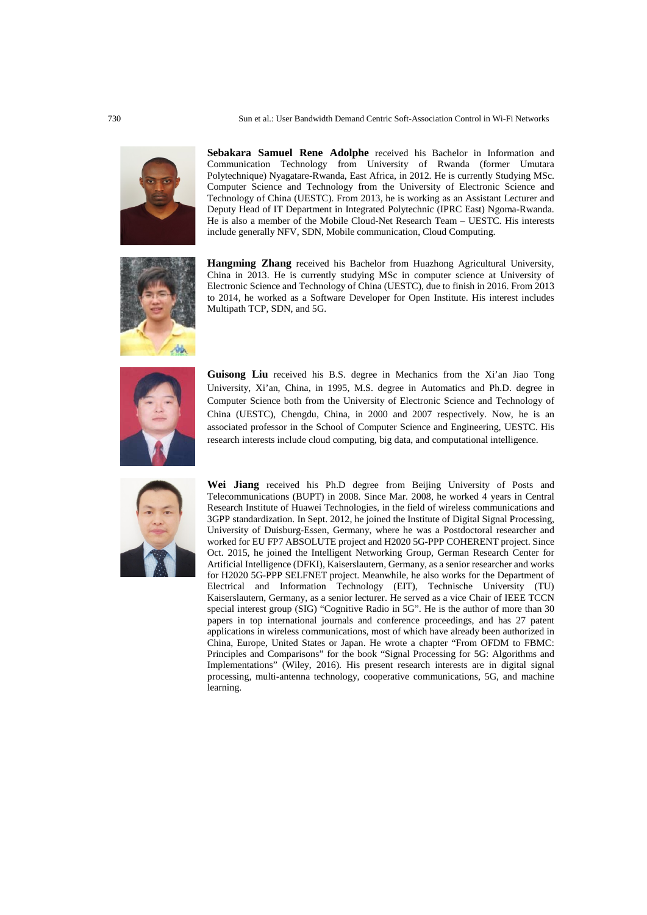**Sebakara Samuel Rene Adolphe** received his Bachelor in Information and Communication Technology from University of Rwanda (former Umutara Polytechnique) Nyagatare-Rwanda, East Africa, in 2012. He is currently Studying MSc. Computer Science and Technology from the University of Electronic Science and Technology of China (UESTC). From 2013, he is working as an Assistant Lecturer and Deputy Head of IT Department in Integrated Polytechnic (IPRC East) Ngoma-Rwanda. He is also a member of the Mobile Cloud-Net Research Team – UESTC. His interests include generally NFV, SDN, Mobile communication, Cloud Computing.

**Hangming Zhang** received his Bachelor from Huazhong Agricultural University, China in 2013. He is currently studying MSc in computer science at University of Electronic Science and Technology of China (UESTC), due to finish in 2016. From 2013 to 2014, he worked as a Software Developer for Open Institute. His interest includes Multipath TCP, SDN, and 5G.

**Guisong Liu** received his B.S. degree in Mechanics from the Xi'an Jiao Tong University, Xi'an, China, in 1995, M.S. degree in Automatics and Ph.D. degree in Computer Science both from the University of Electronic Science and Technology of China (UESTC), Chengdu, China, in 2000 and 2007 respectively. Now, he is an associated professor in the School of Computer Science and Engineering, UESTC. His research interests include cloud computing, big data, and computational intelligence.

**Wei Jiang** received his Ph.D degree from Beijing University of Posts and Telecommunications (BUPT) in 2008. Since Mar. 2008, he worked 4 years in Central Research Institute of Huawei Technologies, in the field of wireless communications and 3GPP standardization. In Sept. 2012, he joined the Institute of Digital Signal Processing, University of Duisburg-Essen, Germany, where he was a Postdoctoral researcher and worked for EU FP7 ABSOLUTE project and H2020 5G-PPP COHERENT project. Since Oct. 2015, he joined the Intelligent Networking Group, German Research Center for Artificial Intelligence (DFKI), Kaiserslautern, Germany, as a senior researcher and works for H2020 5G-PPP SELFNET project. Meanwhile, he also works for the Department of Electrical and Information Technology (EIT), Technische University (TU) Kaiserslautern, Germany, as a senior lecturer. He served as a vice Chair of IEEE TCCN special interest group (SIG) "Cognitive Radio in 5G". He is the author of more than 30 papers in top international journals and conference proceedings, and has 27 patent applications in wireless communications, most of which have already been authorized in China, Europe, United States or Japan. He wrote a chapter "From OFDM to FBMC: Principles and Comparisons" for the book "Signal Processing for 5G: Algorithms and Implementations" (Wiley, 2016). His present research interests are in digital signal processing, multi-antenna technology, cooperative communications, 5G, and machine learning.